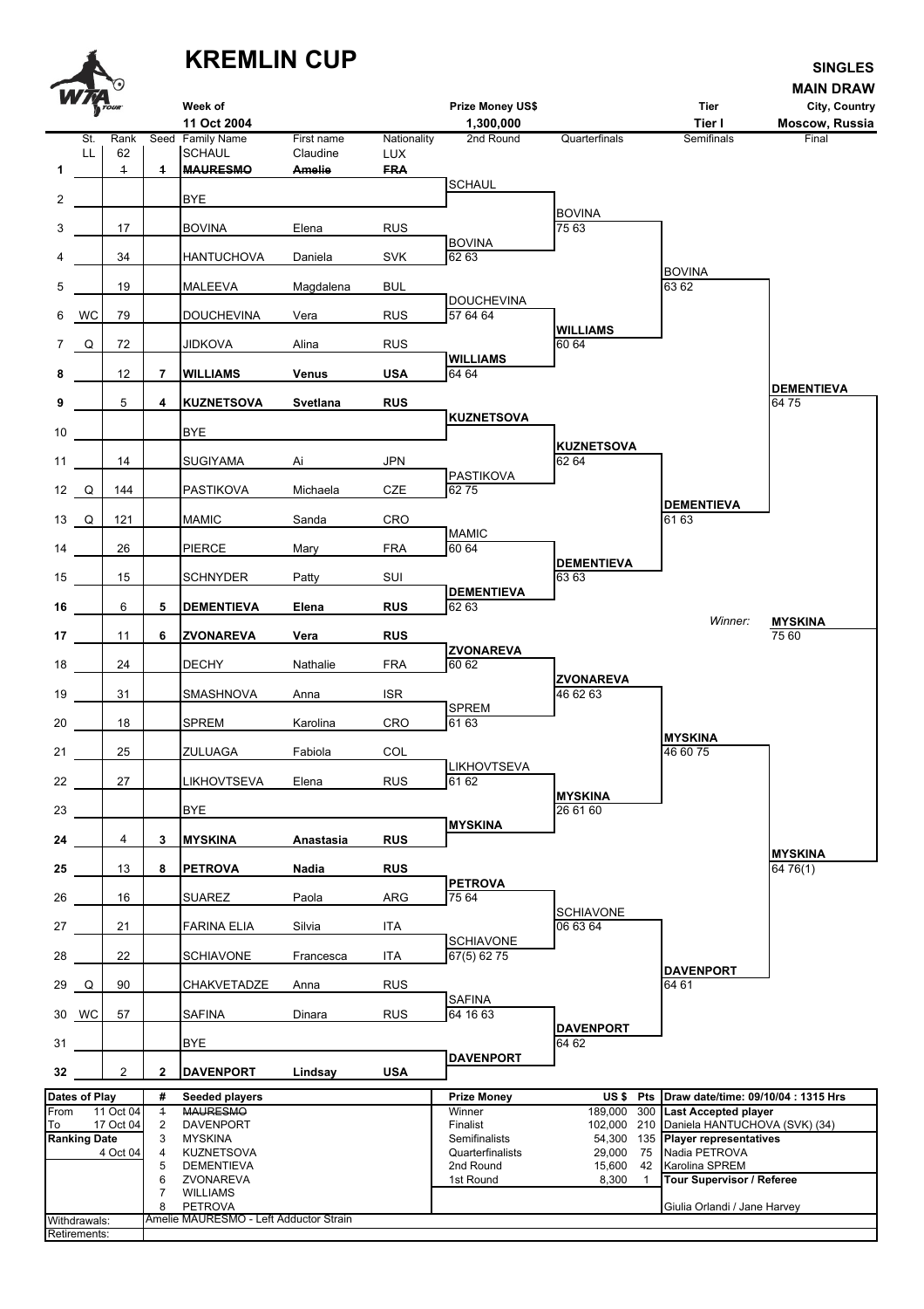# KREMLIN CUP

**SINGLES**
**MAIN DRAW**

| Week of | Prize Money US$ | Tier | City, Country |
|---|---|---|---|
| 11 Oct 2004 | 1,300,000 | Tier I | Moscow, Russia |

| # | St. | Rank | Seed | Family Name | First name | Nationality |
|---|---|---|---|---|---|---|
| | LL | 62 | | SCHAUL | Claudine | LUX |
| 1 | | ~~1~~ | ~~1~~ | ~~**MAURESMO**~~ | ~~**Amelie**~~ | ~~**FRA**~~ |
| 2 | | | | BYE | | |
| 3 | | 17 | | BOVINA | Elena | RUS |
| 4 | | 34 | | HANTUCHOVA | Daniela | SVK |
| 5 | | 19 | | MALEEVA | Magdalena | BUL |
| 6 | WC | 79 | | DOUCHEVINA | Vera | RUS |
| 7 | Q | 72 | | JIDKOVA | Alina | RUS |
| 8 | | 12 | 7 | **WILLIAMS** | **Venus** | **USA** |
| 9 | | 5 | 4 | **KUZNETSOVA** | **Svetlana** | **RUS** |
| 10 | | | | BYE | | |
| 11 | | 14 | | SUGIYAMA | Ai | JPN |
| 12 | Q | 144 | | PASTIKOVA | Michaela | CZE |
| 13 | Q | 121 | | MAMIC | Sanda | CRO |
| 14 | | 26 | | PIERCE | Mary | FRA |
| 15 | | 15 | | SCHNYDER | Patty | SUI |
| 16 | | 6 | 5 | **DEMENTIEVA** | **Elena** | **RUS** |
| 17 | | 11 | 6 | **ZVONAREVA** | **Vera** | **RUS** |
| 18 | | 24 | | DECHY | Nathalie | FRA |
| 19 | | 31 | | SMASHNOVA | Anna | ISR |
| 20 | | 18 | | SPREM | Karolina | CRO |
| 21 | | 25 | | ZULUAGA | Fabiola | COL |
| 22 | | 27 | | LIKHOVTSEVA | Elena | RUS |
| 23 | | | | BYE | | |
| 24 | | 4 | 3 | **MYSKINA** | **Anastasia** | **RUS** |
| 25 | | 13 | 8 | **PETROVA** | **Nadia** | **RUS** |
| 26 | | 16 | | SUAREZ | Paola | ARG |
| 27 | | 21 | | FARINA ELIA | Silvia | ITA |
| 28 | | 22 | | SCHIAVONE | Francesca | ITA |
| 29 | Q | 90 | | CHAKVETADZE | Anna | RUS |
| 30 | WC | 57 | | SAFINA | Dinara | RUS |
| 31 | | | | BYE | | |
| 32 | | 2 | 2 | **DAVENPORT** | **Lindsay** | **USA** |

**2nd Round**

- SCHAUL
- BOVINA 62 63
- DOUCHEVINA 57 64 64
- **WILLIAMS** 64 64
- **KUZNETSOVA**
- PASTIKOVA 62 75
- MAMIC 60 64
- **DEMENTIEVA** 62 63
- **ZVONAREVA** 60 62
- SPREM 61 63
- LIKHOVTSEVA 61 62
- **MYSKINA**
- **PETROVA** 75 64
- SCHIAVONE 67(5) 62 75
- SAFINA 64 16 63
- **DAVENPORT**

**Quarterfinals**

- BOVINA 75 63
- **WILLIAMS** 60 64
- **KUZNETSOVA** 62 64
- **DEMENTIEVA** 63 63
- **ZVONAREVA** 46 62 63
- **MYSKINA** 26 61 60
- SCHIAVONE 06 63 64
- **DAVENPORT** 64 62

**Semifinals**

- BOVINA 63 62
- **DEMENTIEVA** 61 63
- **MYSKINA** 46 60 75
- **DAVENPORT** 64 61

**Final**

- **DEMENTIEVA** 64 75
- **MYSKINA** 64 76(1)

*Winner:* **MYSKINA** 75 60

| Dates of Play | | # | Seeded players | Prize Money | US $ | Pts | Draw date/time: 09/10/04 : 1315 Hrs |
|---|---|---|---|---|---|---|---|
| From | 11 Oct 04 | ~~1~~ | ~~MAURESMO~~ | Winner | 189,000 | 300 | **Last Accepted player** |
| To | 17 Oct 04 | 2 | DAVENPORT | Finalist | 102,000 | 210 | Daniela HANTUCHOVA (SVK) (34) |
| **Ranking Date** | | 3 | MYSKINA | Semifinalists | 54,300 | 135 | **Player representatives** |
| | 4 Oct 04 | 4 | KUZNETSOVA | Quarterfinalists | 29,000 | 75 | Nadia PETROVA |
| | | 5 | DEMENTIEVA | 2nd Round | 15,600 | 42 | Karolina SPREM |
| | | 6 | ZVONAREVA | 1st Round | 8,300 | 1 | **Tour Supervisor / Referee** |
| | | 7 | WILLIAMS | | | | |
| | | 8 | PETROVA | | | | Giulia Orlandi / Jane Harvey |
| Withdrawals: | | | Amelie MAURESMO - Left Adductor Strain | | | | |
| Retirements: | | | | | | | |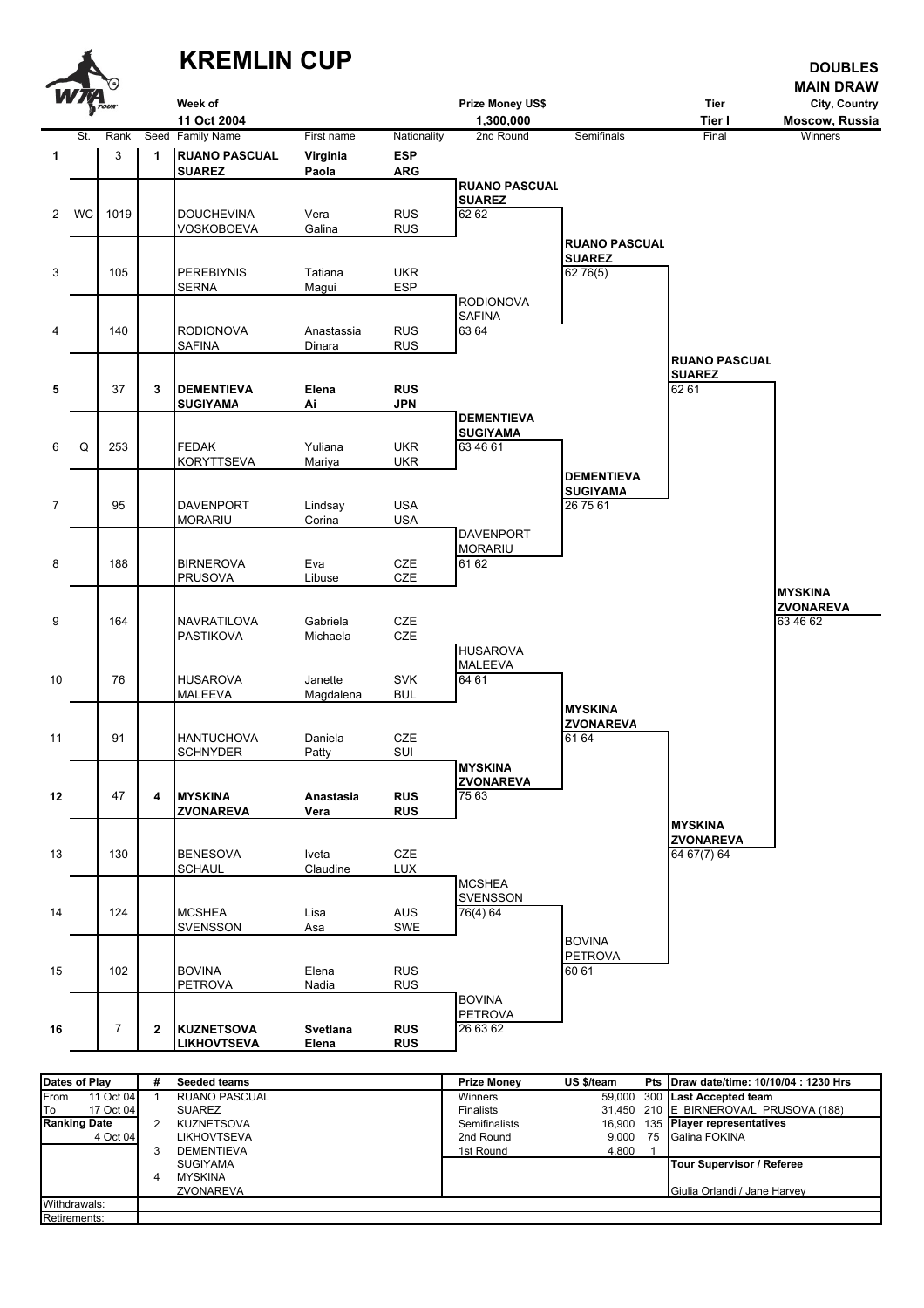# KREMLIN CUP

**DOUBLES**
**MAIN DRAW**

| Week of | Prize Money US$ | Tier | City, Country |
|---|---|---|---|
| 11 Oct 2004 | 1,300,000 | Tier I | Moscow, Russia |

| | St. | Rank | Seed | Family Name | First name | Nationality | 2nd Round | Semifinals | Final | Winners |
|---|---|---|---|---|---|---|---|---|---|---|
| **1** | | 3 | **1** | **RUANO PASCUAL** / **SUAREZ** | **Virginia** / **Paola** | **ESP** / **ARG** | | | | |
| 2 | WC | 1019 | | DOUCHEVINA / VOSKOBOEVA | Vera / Galina | RUS / RUS | **RUANO PASCUAL / SUAREZ** 62 62 | | | |
| 3 | | 105 | | PEREBIYNIS / SERNA | Tatiana / Magui | UKR / ESP | | **RUANO PASCUAL / SUAREZ** 62 76(5) | | |
| 4 | | 140 | | RODIONOVA / SAFINA | Anastassia / Dinara | RUS / RUS | RODIONOVA / SAFINA 63 64 | | | |
| **5** | | 37 | **3** | **DEMENTIEVA** / **SUGIYAMA** | **Elena** / **Ai** | **RUS** / **JPN** | | | **RUANO PASCUAL / SUAREZ** 62 61 | |
| 6 | Q | 253 | | FEDAK / KORYTTSEVA | Yuliana / Mariya | UKR / UKR | **DEMENTIEVA / SUGIYAMA** 63 46 61 | | | |
| 7 | | 95 | | DAVENPORT / MORARIU | Lindsay / Corina | USA / USA | | **DEMENTIEVA / SUGIYAMA** 26 75 61 | | |
| 8 | | 188 | | BIRNEROVA / PRUSOVA | Eva / Libuse | CZE / CZE | DAVENPORT / MORARIU 61 62 | | | |
| 9 | | 164 | | NAVRATILOVA / PASTIKOVA | Gabriela / Michaela | CZE / CZE | | | | **MYSKINA / ZVONAREVA** 63 46 62 |
| 10 | | 76 | | HUSAROVA / MALEEVA | Janette / Magdalena | SVK / BUL | HUSAROVA / MALEEVA 64 61 | | | |
| 11 | | 91 | | HANTUCHOVA / SCHNYDER | Daniela / Patty | CZE / SUI | | **MYSKINA / ZVONAREVA** 61 64 | | |
| **12** | | 47 | **4** | **MYSKINA** / **ZVONAREVA** | **Anastasia** / **Vera** | **RUS** / **RUS** | **MYSKINA / ZVONAREVA** 75 63 | | | |
| 13 | | 130 | | BENESOVA / SCHAUL | Iveta / Claudine | CZE / LUX | | | **MYSKINA / ZVONAREVA** 64 67(7) 64 | |
| 14 | | 124 | | MCSHEA / SVENSSON | Lisa / Asa | AUS / SWE | MCSHEA / SVENSSON 76(4) 64 | | | |
| 15 | | 102 | | BOVINA / PETROVA | Elena / Nadia | RUS / RUS | | BOVINA / PETROVA 60 61 | | |
| **16** | | 7 | **2** | **KUZNETSOVA** / **LIKHOVTSEVA** | **Svetlana** / **Elena** | **RUS** / **RUS** | BOVINA / PETROVA 26 63 62 | | | |

| Dates of Play | | # | Seeded teams | Prize Money | US $/team | Pts | Draw date/time: 10/10/04 : 1230 Hrs |
|---|---|---|---|---|---|---|---|
| From | 11 Oct 04 | 1 | RUANO PASCUAL | Winners | 59,000 | 300 | **Last Accepted team** |
| To | 17 Oct 04 | | SUAREZ | Finalists | 31,450 | 210 | E BIRNEROVA/L PRUSOVA (188) |
| **Ranking Date** | | 2 | KUZNETSOVA | Semifinalists | 16,900 | 135 | **Player representatives** |
| | 4 Oct 04 | | LIKHOVTSEVA | 2nd Round | 9,000 | 75 | Galina FOKINA |
| | | 3 | DEMENTIEVA | 1st Round | 4,800 | 1 | |
| | | | SUGIYAMA | | | | **Tour Supervisor / Referee** |
| | | 4 | MYSKINA | | | | |
| | | | ZVONAREVA | | | | Giulia Orlandi / Jane Harvey |
| Withdrawals: | | | | | | | |
| Retirements: | | | | | | | |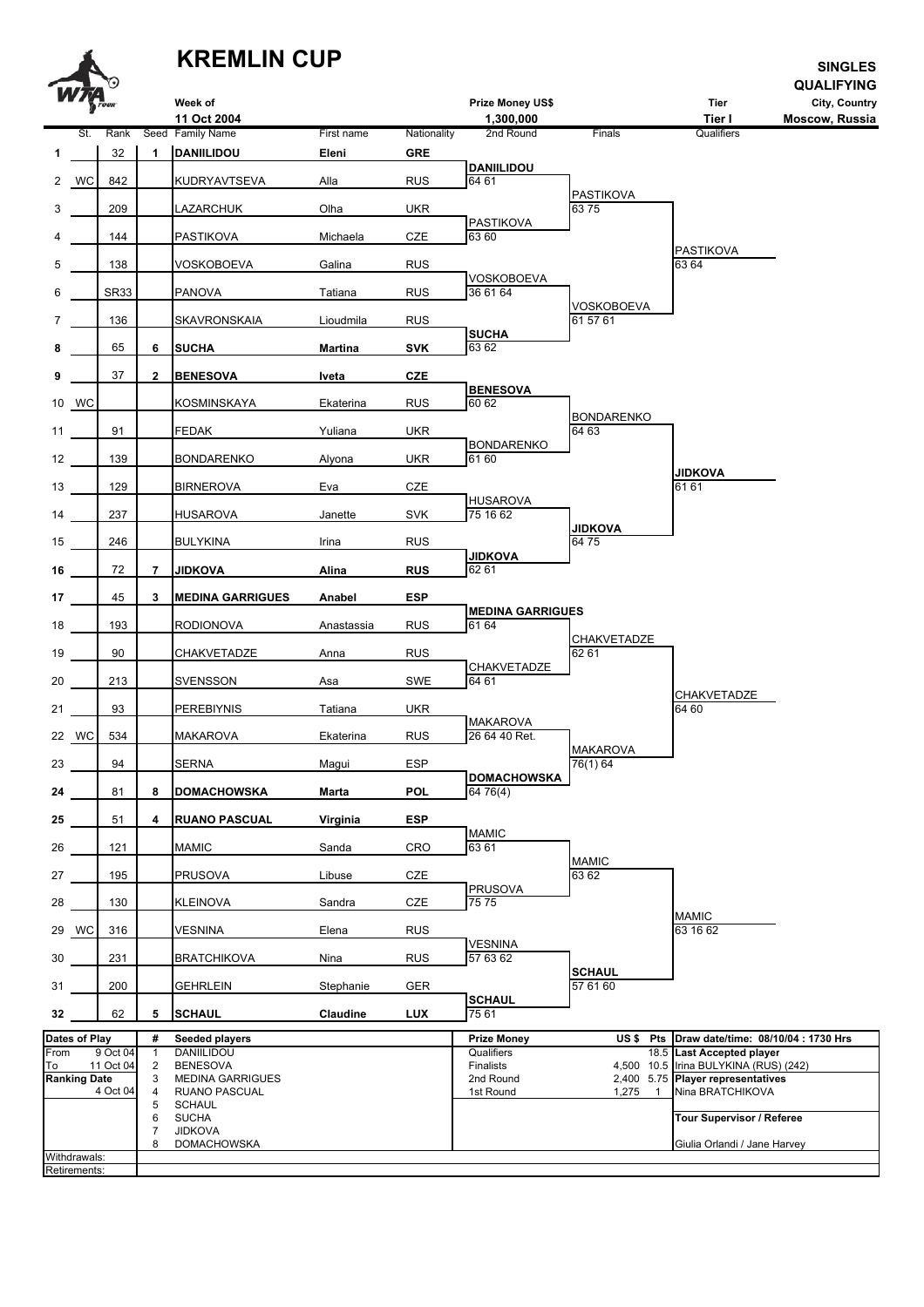# KREMLIN CUP

**SINGLES QUALIFYING**

| Week of | Prize Money US$ | Tier | City, Country |
|---|---|---|---|
| 11 Oct 2004 | 1,300,000 | Tier I | Moscow, Russia |

| # | St. | Rank | Seed | Family Name | First name | Nationality | 2nd Round | Finals | Qualifiers |
|---|---|---|---|---|---|---|---|---|---|
| 1 | | 32 | 1 | **DANIILIDOU** | **Eleni** | **GRE** | | | |
| | | | | | | | DANIILIDOU 64 61 | | |
| 2 | WC | 842 | | KUDRYAVTSEVA | Alla | RUS | | | |
| | | | | | | | | PASTIKOVA 63 75 | |
| 3 | | 209 | | LAZARCHUK | Olha | UKR | | | |
| | | | | | | | PASTIKOVA 63 60 | | |
| 4 | | 144 | | PASTIKOVA | Michaela | CZE | | | |
| | | | | | | | | | PASTIKOVA 63 64 |
| 5 | | 138 | | VOSKOBOEVA | Galina | RUS | | | |
| | | | | | | | VOSKOBOEVA 36 61 64 | | |
| 6 | | SR33 | | PANOVA | Tatiana | RUS | | | |
| | | | | | | | | VOSKOBOEVA 61 57 61 | |
| 7 | | 136 | | SKAVRONSKAIA | Lioudmila | RUS | | | |
| | | | | | | | **SUCHA** 63 62 | | |
| 8 | | 65 | 6 | **SUCHA** | **Martina** | **SVK** | | | |
| 9 | | 37 | 2 | **BENESOVA** | **Iveta** | **CZE** | | | |
| | | | | | | | **BENESOVA** 60 62 | | |
| 10 | WC | | | KOSMINSKAYA | Ekaterina | RUS | | | |
| | | | | | | | | BONDARENKO 64 63 | |
| 11 | | 91 | | FEDAK | Yuliana | UKR | | | |
| | | | | | | | BONDARENKO 61 60 | | |
| 12 | | 139 | | BONDARENKO | Alyona | UKR | | | |
| | | | | | | | | | **JIDKOVA** 61 61 |
| 13 | | 129 | | BIRNEROVA | Eva | CZE | | | |
| | | | | | | | HUSAROVA 75 16 62 | | |
| 14 | | 237 | | HUSAROVA | Janette | SVK | | | |
| | | | | | | | | **JIDKOVA** 64 75 | |
| 15 | | 246 | | BULYKINA | Irina | RUS | | | |
| | | | | | | | **JIDKOVA** 62 61 | | |
| 16 | | 72 | 7 | **JIDKOVA** | **Alina** | **RUS** | | | |
| 17 | | 45 | 3 | **MEDINA GARRIGUES** | **Anabel** | **ESP** | | | |
| | | | | | | | **MEDINA GARRIGUES** 61 64 | | |
| 18 | | 193 | | RODIONOVA | Anastassia | RUS | | | |
| | | | | | | | | CHAKVETADZE 62 61 | |
| 19 | | 90 | | CHAKVETADZE | Anna | RUS | | | |
| | | | | | | | CHAKVETADZE 64 61 | | |
| 20 | | 213 | | SVENSSON | Asa | SWE | | | |
| | | | | | | | | | CHAKVETADZE 64 60 |
| 21 | | 93 | | PEREBIYNIS | Tatiana | UKR | | | |
| | | | | | | | MAKAROVA 26 64 40 Ret. | | |
| 22 | WC | 534 | | MAKAROVA | Ekaterina | RUS | | | |
| | | | | | | | | MAKAROVA 76(1) 64 | |
| 23 | | 94 | | SERNA | Magui | ESP | | | |
| | | | | | | | **DOMACHOWSKA** 64 76(4) | | |
| 24 | | 81 | 8 | **DOMACHOWSKA** | **Marta** | **POL** | | | |
| 25 | | 51 | 4 | **RUANO PASCUAL** | **Virginia** | **ESP** | | | |
| | | | | | | | MAMIC 63 61 | | |
| 26 | | 121 | | MAMIC | Sanda | CRO | | | |
| | | | | | | | | MAMIC 63 62 | |
| 27 | | 195 | | PRUSOVA | Libuse | CZE | | | |
| | | | | | | | PRUSOVA 75 75 | | |
| 28 | | 130 | | KLEINOVA | Sandra | CZE | | | |
| | | | | | | | | | MAMIC 63 16 62 |
| 29 | WC | 316 | | VESNINA | Elena | RUS | | | |
| | | | | | | | VESNINA 57 63 62 | | |
| 30 | | 231 | | BRATCHIKOVA | Nina | RUS | | | |
| | | | | | | | | **SCHAUL** 57 61 60 | |
| 31 | | 200 | | GEHRLEIN | Stephanie | GER | | | |
| | | | | | | | **SCHAUL** 75 61 | | |
| 32 | | 62 | 5 | **SCHAUL** | **Claudine** | **LUX** | | | |

| Dates of Play | | # | Seeded players | Prize Money | US $ | Pts | Draw date/time: 08/10/04 : 1730 Hrs |
|---|---|---|---|---|---|---|---|
| From | 9 Oct 04 | 1 | DANIILIDOU | Qualifiers | | 18.5 | **Last Accepted player** |
| To | 11 Oct 04 | 2 | BENESOVA | Finalists | 4,500 | 10.5 | Irina BULYKINA (RUS) (242) |
| **Ranking Date** | | 3 | MEDINA GARRIGUES | 2nd Round | 2,400 | 5.75 | **Player representatives** |
| | 4 Oct 04 | 4 | RUANO PASCUAL | 1st Round | 1,275 | 1 | Nina BRATCHIKOVA |
| | | 5 | SCHAUL | | | | |
| | | 6 | SUCHA | | | | **Tour Supervisor / Referee** |
| | | 7 | JIDKOVA | | | | |
| | | 8 | DOMACHOWSKA | | | | Giulia Orlandi / Jane Harvey |
| Withdrawals: | | | | | | | |
| Retirements: | | | | | | | |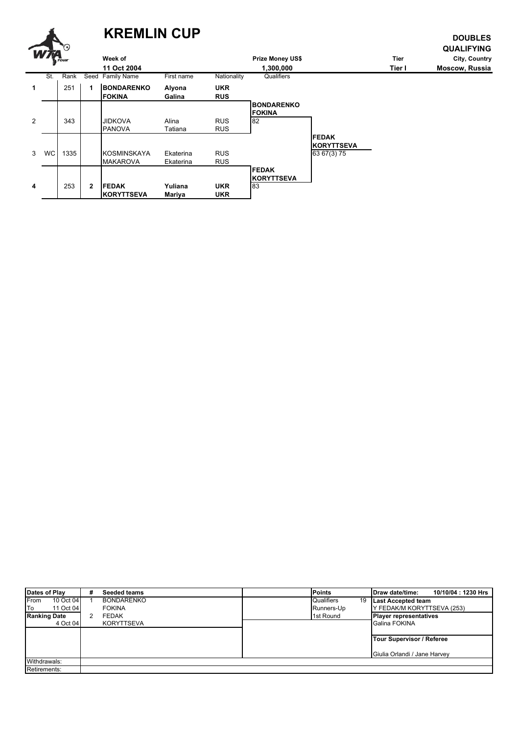# KREMLIN CUP

**DOUBLES QUALIFYING**

| Week of | Prize Money US$ | Tier | City, Country |
|---|---|---|---|
| 11 Oct 2004 | 1,300,000 | Tier I | Moscow, Russia |

| | St. | Rank | Seed | Family Name | First name | Nationality | Qualifiers | |
|---|---|---|---|---|---|---|---|---|
| **1** | | 251 | **1** | **BONDARENKO** | **Alyona** | **UKR** | | |
| | | | | **FOKINA** | **Galina** | **RUS** | | |
| | | | | | | | **BONDARENKO** | |
| | | | | | | | **FOKINA** | |
| 2 | | 343 | | JIDKOVA | Alina | RUS | 82 | |
| | | | | PANOVA | Tatiana | RUS | | |
| | | | | | | | | **FEDAK** |
| | | | | | | | | **KORYTTSEVA** |
| 3 | WC | 1335 | | KOSMINSKAYA | Ekaterina | RUS | | 63 67(3) 75 |
| | | | | MAKAROVA | Ekaterina | RUS | | |
| | | | | | | | **FEDAK** | |
| | | | | | | | **KORYTTSEVA** | |
| **4** | | 253 | **2** | **FEDAK** | **Yuliana** | **UKR** | 83 | |
| | | | | **KORYTTSEVA** | **Mariya** | **UKR** | | |

| Dates of Play | | # | Seeded teams | Points | | Draw date/time: 10/10/04 : 1230 Hrs |
|---|---|---|---|---|---|---|
| From | 10 Oct 04 | 1 | BONDARENKO | Qualifiers | 19 | **Last Accepted team** |
| To | 11 Oct 04 | | FOKINA | Runners-Up | | Y FEDAK/M KORYTTSEVA (253) |
| **Ranking Date** | | 2 | FEDAK | 1st Round | | **Player representatives** |
| | 4 Oct 04 | | KORYTTSEVA | | | Galina FOKINA |
| | | | | | | **Tour Supervisor / Referee** |
| | | | | | | Giulia Orlandi / Jane Harvey |
| Withdrawals: | | | | | | |
| Retirements: | | | | | | |